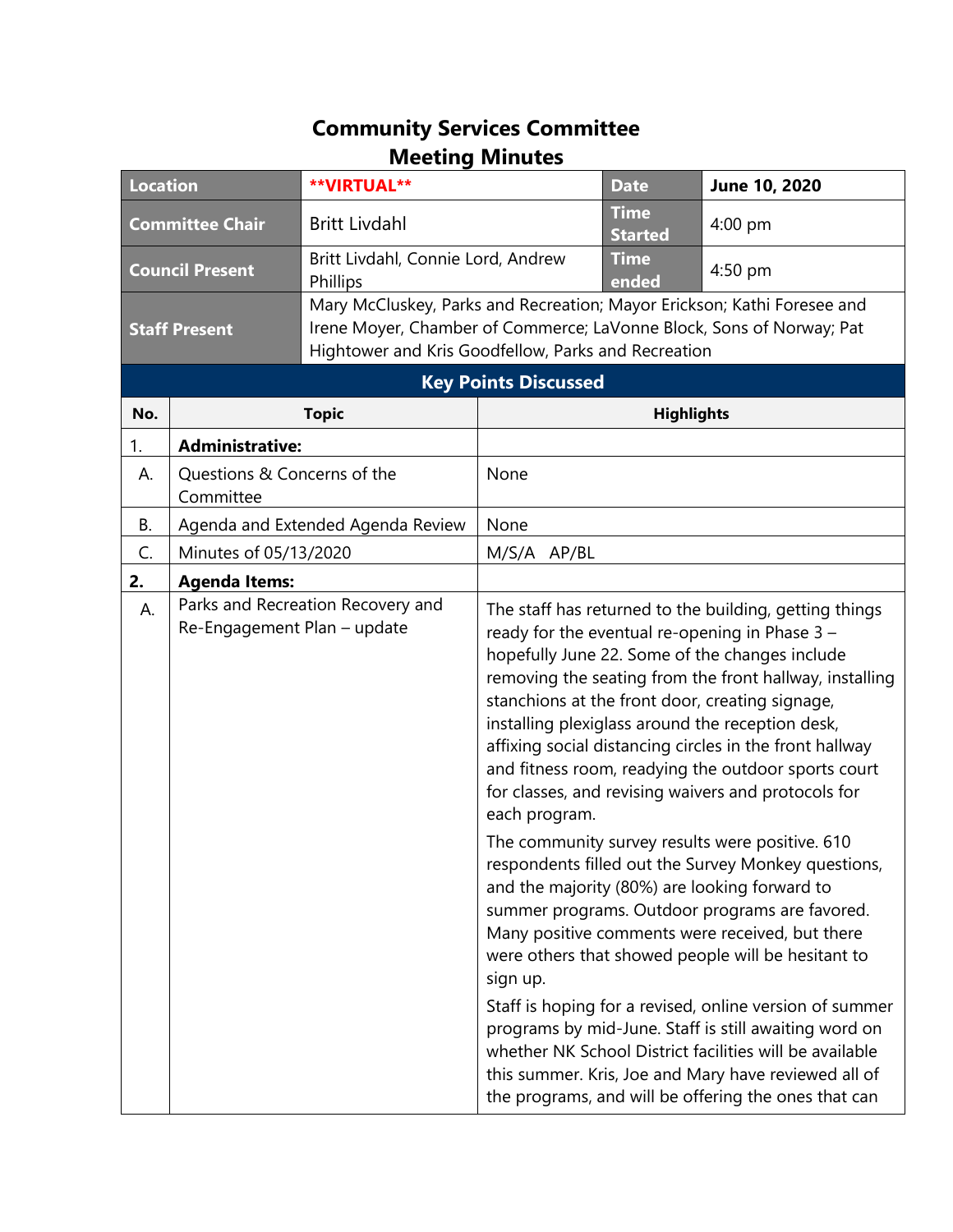# Community Services Committee
# Meeting Minutes

| Location | **VIRTUAL** | Date | June 10, 2020 |
|---|---|---|---|
| Committee Chair | Britt Livdahl | Time Started | 4:00 pm |
| Council Present | Britt Livdahl, Connie Lord, Andrew Phillips | Time ended | 4:50 pm |
| Staff Present | Mary McCluskey, Parks and Recreation; Mayor Erickson; Kathi Foresee and Irene Moyer, Chamber of Commerce; LaVonne Block, Sons of Norway; Pat Hightower and Kris Goodfellow, Parks and Recreation | | |

**Key Points Discussed**

| No. | Topic | Highlights |
|---|---|---|
| 1. | **Administrative:** | |
| A. | Questions & Concerns of the Committee | None |
| B. | Agenda and Extended Agenda Review | None |
| C. | Minutes of 05/13/2020 | M/S/A AP/BL |
| **2.** | **Agenda Items:** | |
| A. | Parks and Recreation Recovery and Re-Engagement Plan – update | The staff has returned to the building, getting things ready for the eventual re-opening in Phase 3 – hopefully June 22. Some of the changes include removing the seating from the front hallway, installing stanchions at the front door, creating signage, installing plexiglass around the reception desk, affixing social distancing circles in the front hallway and fitness room, readying the outdoor sports court for classes, and revising waivers and protocols for each program.<br><br>The community survey results were positive. 610 respondents filled out the Survey Monkey questions, and the majority (80%) are looking forward to summer programs. Outdoor programs are favored. Many positive comments were received, but there were others that showed people will be hesitant to sign up.<br><br>Staff is hoping for a revised, online version of summer programs by mid-June. Staff is still awaiting word on whether NK School District facilities will be available this summer. Kris, Joe and Mary have reviewed all of the programs, and will be offering the ones that can |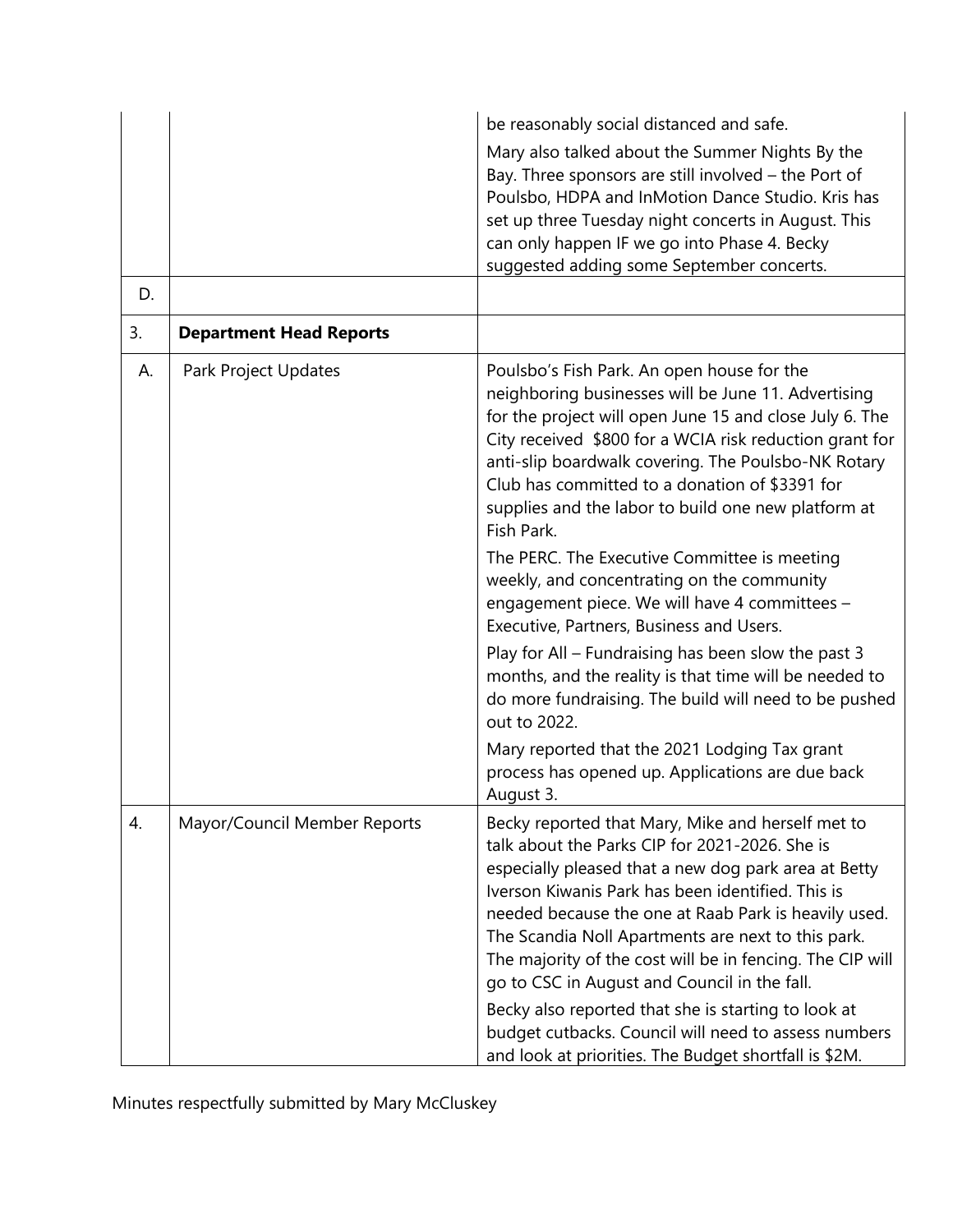| | | |
|---|---|---|
| | | be reasonably social distanced and safe.<br><br>Mary also talked about the Summer Nights By the Bay. Three sponsors are still involved – the Port of Poulsbo, HDPA and InMotion Dance Studio. Kris has set up three Tuesday night concerts in August. This can only happen IF we go into Phase 4. Becky suggested adding some September concerts. |
| D. | | |
| 3. | **Department Head Reports** | |
| A. | Park Project Updates | Poulsbo's Fish Park. An open house for the neighboring businesses will be June 11. Advertising for the project will open June 15 and close July 6. The City received $800 for a WCIA risk reduction grant for anti-slip boardwalk covering. The Poulsbo-NK Rotary Club has committed to a donation of $3391 for supplies and the labor to build one new platform at Fish Park.<br><br>The PERC. The Executive Committee is meeting weekly, and concentrating on the community engagement piece. We will have 4 committees – Executive, Partners, Business and Users.<br><br>Play for All – Fundraising has been slow the past 3 months, and the reality is that time will be needed to do more fundraising. The build will need to be pushed out to 2022.<br><br>Mary reported that the 2021 Lodging Tax grant process has opened up. Applications are due back August 3. |
| 4. | Mayor/Council Member Reports | Becky reported that Mary, Mike and herself met to talk about the Parks CIP for 2021-2026. She is especially pleased that a new dog park area at Betty Iverson Kiwanis Park has been identified. This is needed because the one at Raab Park is heavily used. The Scandia Noll Apartments are next to this park. The majority of the cost will be in fencing. The CIP will go to CSC in August and Council in the fall.<br><br>Becky also reported that she is starting to look at budget cutbacks. Council will need to assess numbers and look at priorities. The Budget shortfall is $2M. |

Minutes respectfully submitted by Mary McCluskey